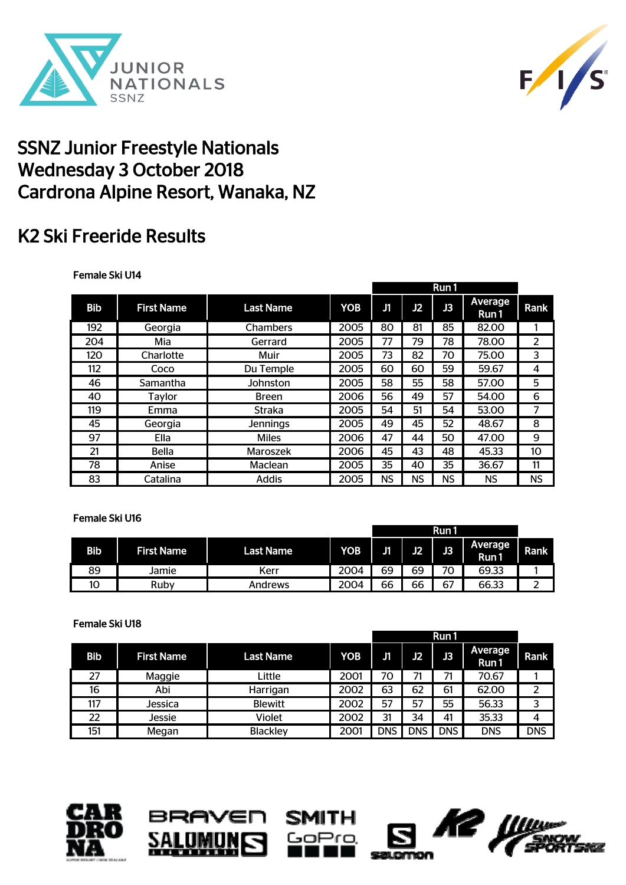# SSNZ Junior Freestyle Nationals
# Wednesday 3 October 2018
# Cardrona Alpine Resort, Wanaka, NZ

## K2 Ski Freeride Results

### Female Ski U14

| | | | | Run 1 | | | | |
|---|---|---|---|---|---|---|---|---|
| **Bib** | **First Name** | **Last Name** | **YOB** | **J1** | **J2** | **J3** | **Average Run 1** | **Rank** |
| 192 | Georgia | Chambers | 2005 | 80 | 81 | 85 | 82.00 | 1 |
| 204 | Mia | Gerrard | 2005 | 77 | 79 | 78 | 78.00 | 2 |
| 120 | Charlotte | Muir | 2005 | 73 | 82 | 70 | 75.00 | 3 |
| 112 | Coco | Du Temple | 2005 | 60 | 60 | 59 | 59.67 | 4 |
| 46 | Samantha | Johnston | 2005 | 58 | 55 | 58 | 57.00 | 5 |
| 40 | Taylor | Breen | 2006 | 56 | 49 | 57 | 54.00 | 6 |
| 119 | Emma | Straka | 2005 | 54 | 51 | 54 | 53.00 | 7 |
| 45 | Georgia | Jennings | 2005 | 49 | 45 | 52 | 48.67 | 8 |
| 97 | Ella | Miles | 2006 | 47 | 44 | 50 | 47.00 | 9 |
| 21 | Bella | Maroszek | 2006 | 45 | 43 | 48 | 45.33 | 10 |
| 78 | Anise | Maclean | 2005 | 35 | 40 | 35 | 36.67 | 11 |
| 83 | Catalina | Addis | 2005 | NS | NS | NS | NS | NS |

### Female Ski U16

| | | | | Run 1 | | | | |
|---|---|---|---|---|---|---|---|---|
| **Bib** | **First Name** | **Last Name** | **YOB** | **J1** | **J2** | **J3** | **Average Run 1** | **Rank** |
| 89 | Jamie | Kerr | 2004 | 69 | 69 | 70 | 69.33 | 1 |
| 10 | Ruby | Andrews | 2004 | 66 | 66 | 67 | 66.33 | 2 |

### Female Ski U18

| | | | | Run 1 | | | | |
|---|---|---|---|---|---|---|---|---|
| **Bib** | **First Name** | **Last Name** | **YOB** | **J1** | **J2** | **J3** | **Average Run 1** | **Rank** |
| 27 | Maggie | Little | 2001 | 70 | 71 | 71 | 70.67 | 1 |
| 16 | Abi | Harrigan | 2002 | 63 | 62 | 61 | 62.00 | 2 |
| 117 | Jessica | Blewitt | 2002 | 57 | 57 | 55 | 56.33 | 3 |
| 22 | Jessie | Violet | 2002 | 31 | 34 | 41 | 35.33 | 4 |
| 151 | Megan | Blackley | 2001 | DNS | DNS | DNS | DNS | DNS |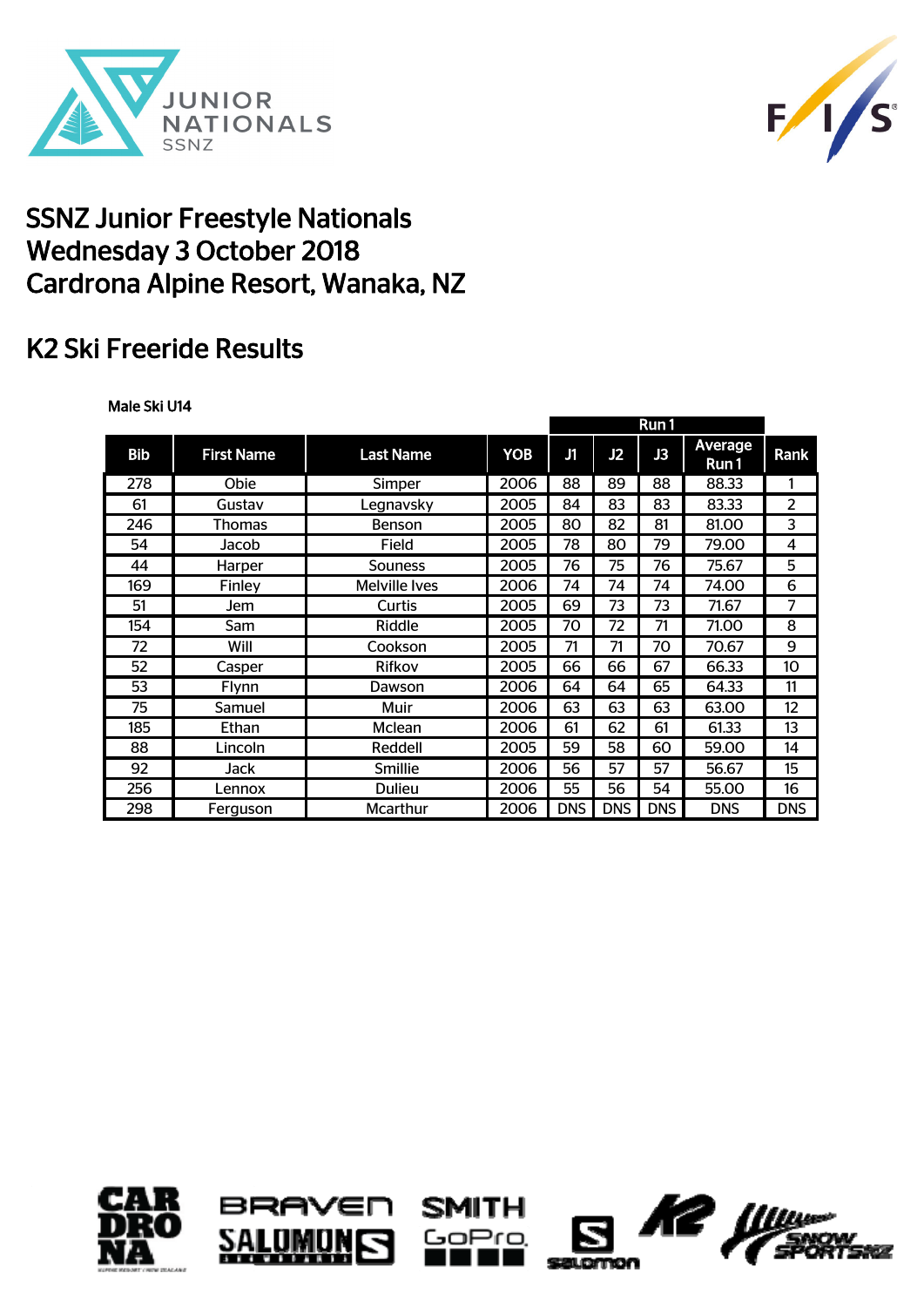# SSNZ Junior Freestyle Nationals
# Wednesday 3 October 2018
# Cardrona Alpine Resort, Wanaka, NZ

## K2 Ski Freeride Results

**Male Ski U14**

| Bib | First Name | Last Name | YOB | Run 1 | | | | Rank |
|---|---|---|---|---|---|---|---|---|
| | | | | J1 | J2 | J3 | Average Run 1 | |
| 278 | Obie | Simper | 2006 | 88 | 89 | 88 | 88.33 | 1 |
| 61 | Gustav | Legnavsky | 2005 | 84 | 83 | 83 | 83.33 | 2 |
| 246 | Thomas | Benson | 2005 | 80 | 82 | 81 | 81.00 | 3 |
| 54 | Jacob | Field | 2005 | 78 | 80 | 79 | 79.00 | 4 |
| 44 | Harper | Souness | 2005 | 76 | 75 | 76 | 75.67 | 5 |
| 169 | Finley | Melville Ives | 2006 | 74 | 74 | 74 | 74.00 | 6 |
| 51 | Jem | Curtis | 2005 | 69 | 73 | 73 | 71.67 | 7 |
| 154 | Sam | Riddle | 2005 | 70 | 72 | 71 | 71.00 | 8 |
| 72 | Will | Cookson | 2005 | 71 | 71 | 70 | 70.67 | 9 |
| 52 | Casper | Rifkov | 2005 | 66 | 66 | 67 | 66.33 | 10 |
| 53 | Flynn | Dawson | 2006 | 64 | 64 | 65 | 64.33 | 11 |
| 75 | Samuel | Muir | 2006 | 63 | 63 | 63 | 63.00 | 12 |
| 185 | Ethan | Mclean | 2006 | 61 | 62 | 61 | 61.33 | 13 |
| 88 | Lincoln | Reddell | 2005 | 59 | 58 | 60 | 59.00 | 14 |
| 92 | Jack | Smillie | 2006 | 56 | 57 | 57 | 56.67 | 15 |
| 256 | Lennox | Dulieu | 2006 | 55 | 56 | 54 | 55.00 | 16 |
| 298 | Ferguson | Mcarthur | 2006 | DNS | DNS | DNS | DNS | DNS |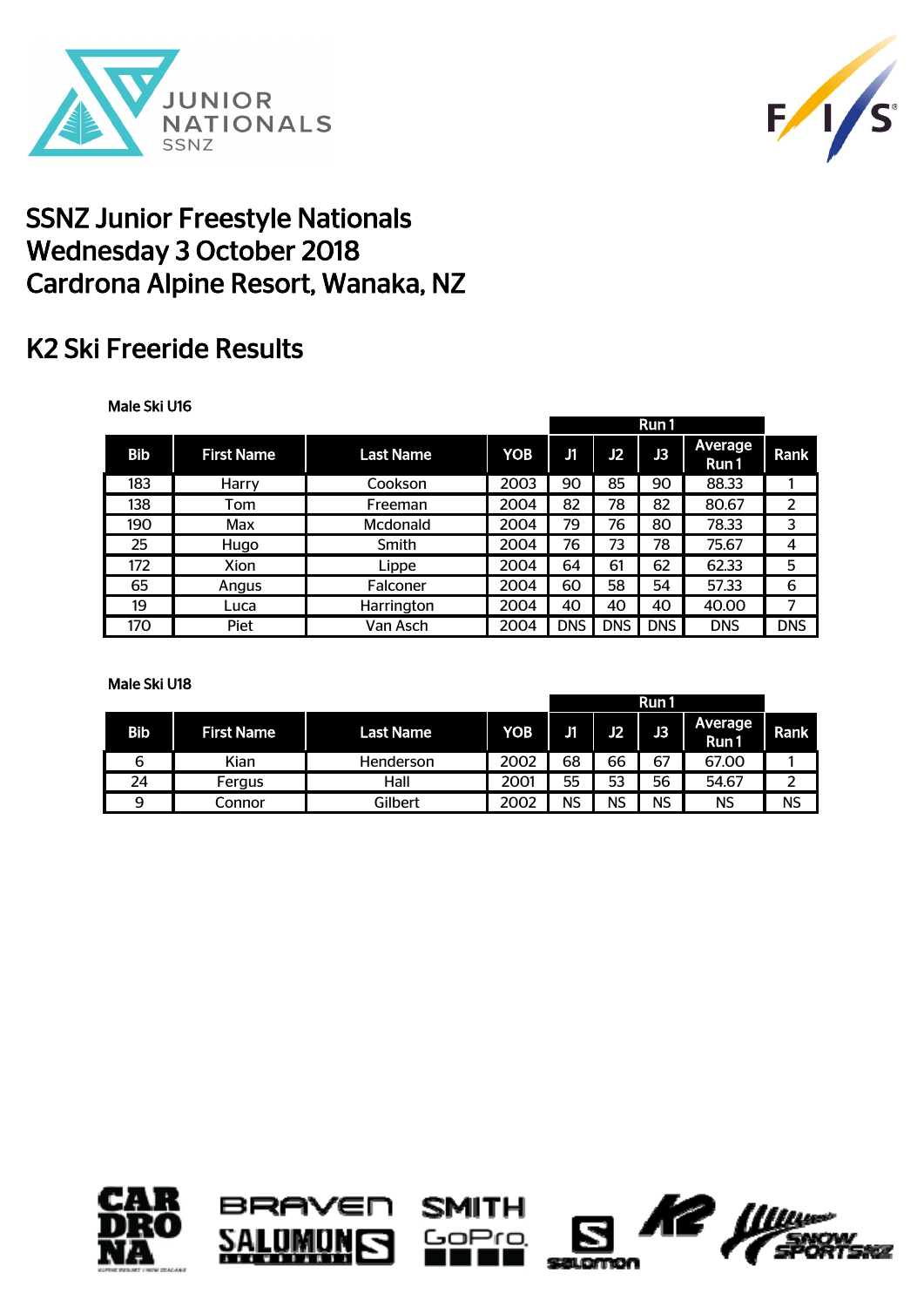# SSNZ Junior Freestyle Nationals
# Wednesday 3 October 2018
# Cardrona Alpine Resort, Wanaka, NZ

## K2 Ski Freeride Results

### Male Ski U16

| | | | | Run 1 | | | | |
|---|---|---|---|---|---|---|---|---|
| Bib | First Name | Last Name | YOB | J1 | J2 | J3 | Average Run 1 | Rank |
| 183 | Harry | Cookson | 2003 | 90 | 85 | 90 | 88.33 | 1 |
| 138 | Tom | Freeman | 2004 | 82 | 78 | 82 | 80.67 | 2 |
| 190 | Max | Mcdonald | 2004 | 79 | 76 | 80 | 78.33 | 3 |
| 25 | Hugo | Smith | 2004 | 76 | 73 | 78 | 75.67 | 4 |
| 172 | Xion | Lippe | 2004 | 64 | 61 | 62 | 62.33 | 5 |
| 65 | Angus | Falconer | 2004 | 60 | 58 | 54 | 57.33 | 6 |
| 19 | Luca | Harrington | 2004 | 40 | 40 | 40 | 40.00 | 7 |
| 170 | Piet | Van Asch | 2004 | DNS | DNS | DNS | DNS | DNS |

### Male Ski U18

| | | | | Run 1 | | | | |
|---|---|---|---|---|---|---|---|---|
| Bib | First Name | Last Name | YOB | J1 | J2 | J3 | Average Run 1 | Rank |
| 6 | Kian | Henderson | 2002 | 68 | 66 | 67 | 67.00 | 1 |
| 24 | Fergus | Hall | 2001 | 55 | 53 | 56 | 54.67 | 2 |
| 9 | Connor | Gilbert | 2002 | NS | NS | NS | NS | NS |